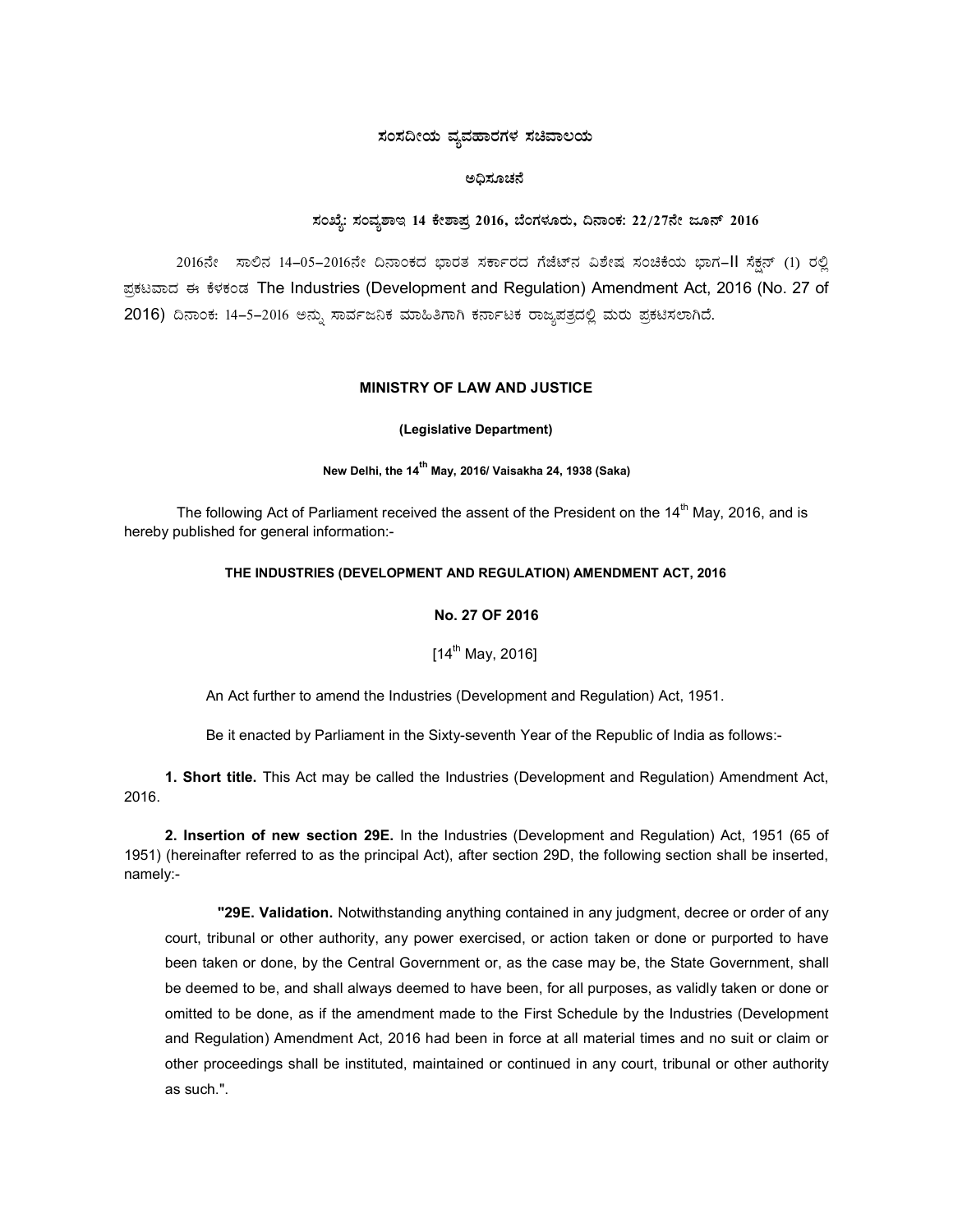**ಸಂಸದೀಯ ವ್ಯವಹಾರಗಳ ಸಚಿವಾಲಯ**

**ಅಧಿಸೂಚನೆ**

**ಸಂಖ್ಯೆ: ಸಂವ್ಯಶಾಇ 14 ಕೇಶಾಪ್ರ 2016, ಬೆಂಗಳೂರು, ದಿನಾಂಕ: 22/27ನೇ ಜೂನ್ 2016**

2016ನೇ ಸಾಲಿನ 14–05–2016ನೇ ದಿನಾಂಕದ ಭಾರತ ಸರ್ಕಾರದ ಗೆಜೆಟ್‌ನ ವಿಶೇಷ ಸಂಚಿಕೆಯ ಭಾಗ–II ಸೆಕ್ಷನ್ (1) ರಲ್ಲಿ ಪ್ರಕಟವಾದ ಈ ಕೆಳಕಂಡ The Industries (Development and Regulation) Amendment Act, 2016 (No. 27 of 2016) ದಿನಾಂಕ: 14–5–2016 ಅನ್ನು ಸಾರ್ವಜನಿಕ ಮಾಹಿತಿಗಾಗಿ ಕರ್ನಾಟಕ ರಾಜ್ಯಪತ್ರದಲ್ಲಿ ಮರು ಪ್ರಕಟಿಸಲಾಗಿದೆ.

**MINISTRY OF LAW AND JUSTICE**

**(Legislative Department)**

**New Delhi, the 14th May, 2016/ Vaisakha 24, 1938 (Saka)**

The following Act of Parliament received the assent of the President on the 14th May, 2016, and is hereby published for general information:-

**THE INDUSTRIES (DEVELOPMENT AND REGULATION) AMENDMENT ACT, 2016**

**No. 27 OF 2016**

[14th May, 2016]

An Act further to amend the Industries (Development and Regulation) Act, 1951.

Be it enacted by Parliament in the Sixty-seventh Year of the Republic of India as follows:-

**1. Short title.** This Act may be called the Industries (Development and Regulation) Amendment Act, 2016.

**2. Insertion of new section 29E.** In the Industries (Development and Regulation) Act, 1951 (65 of 1951) (hereinafter referred to as the principal Act), after section 29D, the following section shall be inserted, namely:-

**"29E. Validation.** Notwithstanding anything contained in any judgment, decree or order of any court, tribunal or other authority, any power exercised, or action taken or done or purported to have been taken or done, by the Central Government or, as the case may be, the State Government, shall be deemed to be, and shall always deemed to have been, for all purposes, as validly taken or done or omitted to be done, as if the amendment made to the First Schedule by the Industries (Development and Regulation) Amendment Act, 2016 had been in force at all material times and no suit or claim or other proceedings shall be instituted, maintained or continued in any court, tribunal or other authority as such.".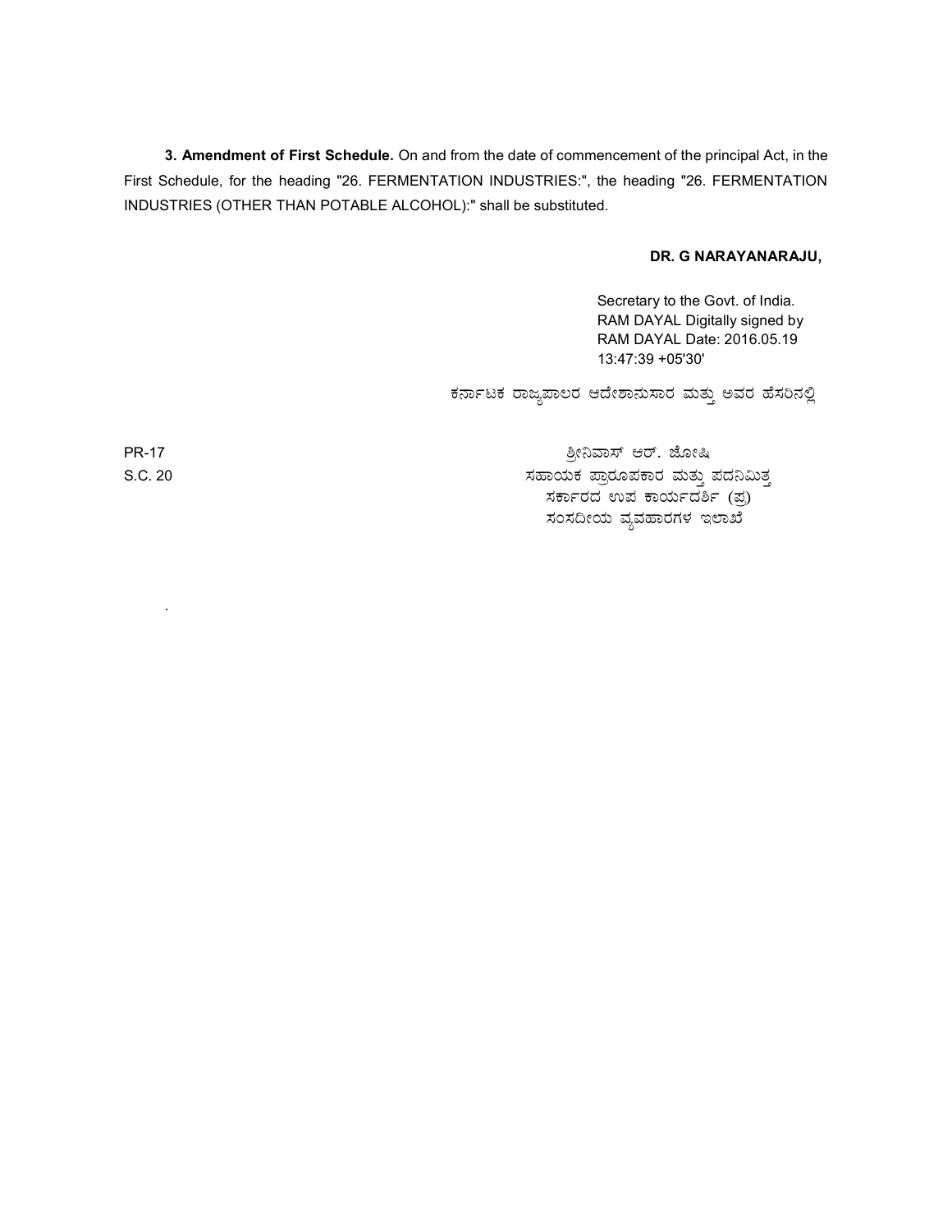**3. Amendment of First Schedule.** On and from the date of commencement of the principal Act, in the First Schedule, for the heading "26. FERMENTATION INDUSTRIES:", the heading "26. FERMENTATION INDUSTRIES (OTHER THAN POTABLE ALCOHOL):" shall be substituted.

**DR. G NARAYANARAJU,**

Secretary to the Govt. of India.
RAM DAYAL Digitally signed by RAM DAYAL Date: 2016.05.19 13:47:39 +05'30'

ಕರ್ನಾಟಕ ರಾಜ್ಯಪಾಲರ ಆದೇಶಾನುಸಾರ ಮತ್ತು ಅವರ ಹೆಸರಿನಲ್ಲಿ

PR-17
S.C. 20

ಶ್ರೀನಿವಾಸ್ ಆರ್. ಜೋಷಿ
ಸಹಾಯಕ ಪ್ರಾರೂಪಕಾರ ಮತ್ತು ಪದನಿಮಿತ್ತ
ಸರ್ಕಾರದ ಉಪ ಕಾರ್ಯದರ್ಶಿ (ಪ್ರ)
ಸಂಸದೀಯ ವ್ಯವಹಾರಗಳ ಇಲಾಖೆ

.